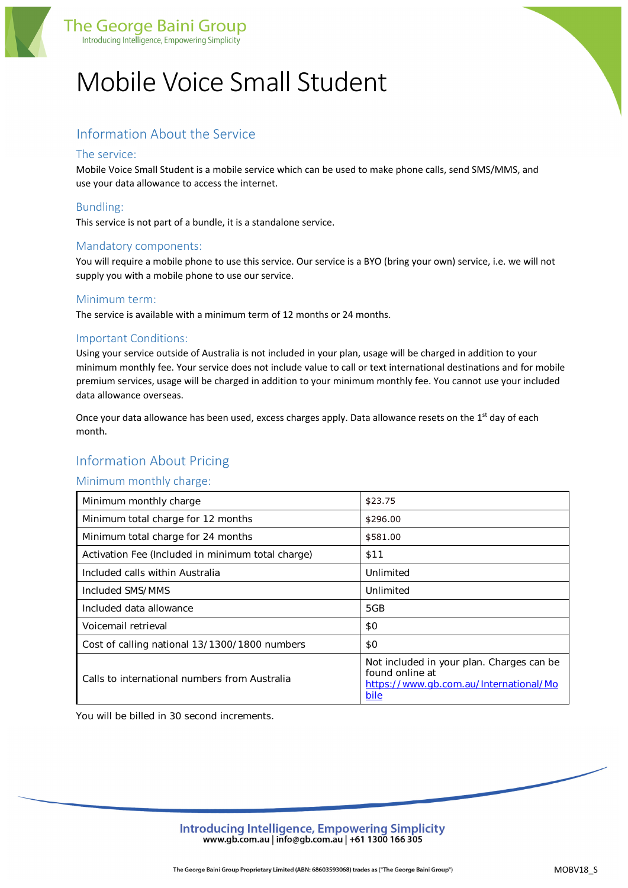# Mobile Voice Small Student

## Information About the Service

### The service:

Mobile Voice Small Student is a mobile service which can be used to make phone calls, send SMS/MMS, and use your data allowance to access the internet.

### Bundling:

This service is not part of a bundle, it is a standalone service.

### Mandatory components:

You will require a mobile phone to use this service. Our service is a BYO (bring your own) service, i.e. we will not supply you with a mobile phone to use our service.

### Minimum term:

The service is available with a minimum term of 12 months or 24 months.

### Important Conditions:

Using your service outside of Australia is not included in your plan, usage will be charged in addition to your minimum monthly fee. Your service does not include value to call or text international destinations and for mobile premium services, usage will be charged in addition to your minimum monthly fee. You cannot use your included data allowance overseas.

Once your data allowance has been used, excess charges apply. Data allowance resets on the 1st day of each month.

## Information About Pricing

### Minimum monthly charge:

| Minimum monthly charge | $23.75 |
|---|---|
| Minimum total charge for 12 months | $296.00 |
| Minimum total charge for 24 months | $581.00 |
| Activation Fee (Included in minimum total charge) | $11 |
| Included calls within Australia | Unlimited |
| Included SMS/MMS | Unlimited |
| Included data allowance | 5GB |
| Voicemail retrieval | $0 |
| Cost of calling national 13/1300/1800 numbers | $0 |
| Calls to international numbers from Australia | Not included in your plan. Charges can be found online at https://www.gb.com.au/International/Mobile |

You will be billed in 30 second increments.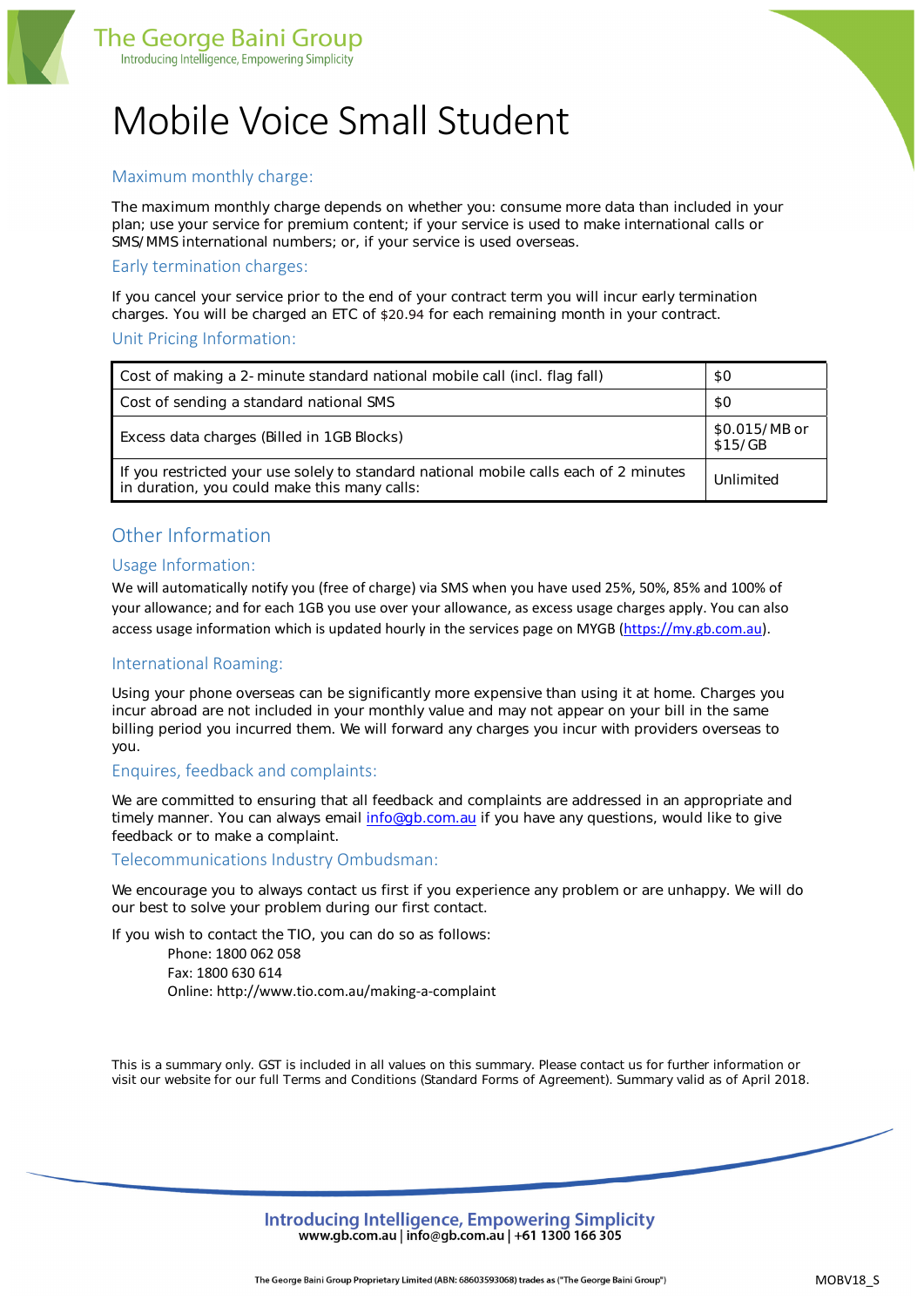# Mobile Voice Small Student

## Maximum monthly charge:

The maximum monthly charge depends on whether you: consume more data than included in your plan; use your service for premium content; if your service is used to make international calls or SMS/MMS international numbers; or, if your service is used overseas.

## Early termination charges:

If you cancel your service prior to the end of your contract term you will incur early termination charges. You will be charged an ETC of $20.94 for each remaining month in your contract.

## Unit Pricing Information:

| | |
|---|---|
| Cost of making a 2-minute standard national mobile call (incl. flag fall) | $0 |
| Cost of sending a standard national SMS | $0 |
| Excess data charges (Billed in 1GB Blocks) | $0.015/MB or $15/GB |
| If you restricted your use solely to standard national mobile calls each of 2 minutes in duration, you could make this many calls: | Unlimited |

# Other Information

## Usage Information:

We will automatically notify you (free of charge) via SMS when you have used 25%, 50%, 85% and 100% of your allowance; and for each 1GB you use over your allowance, as excess usage charges apply. You can also access usage information which is updated hourly in the services page on MYGB (https://my.gb.com.au).

## International Roaming:

Using your phone overseas can be significantly more expensive than using it at home. Charges you incur abroad are not included in your monthly value and may not appear on your bill in the same billing period you incurred them. We will forward any charges you incur with providers overseas to you.

## Enquires, feedback and complaints:

We are committed to ensuring that all feedback and complaints are addressed in an appropriate and timely manner. You can always email info@gb.com.au if you have any questions, would like to give feedback or to make a complaint.

## Telecommunications Industry Ombudsman:

We encourage you to always contact us first if you experience any problem or are unhappy. We will do our best to solve your problem during our first contact.

If you wish to contact the TIO, you can do so as follows:

Phone: 1800 062 058
Fax: 1800 630 614
Online: http://www.tio.com.au/making-a-complaint

This is a summary only. GST is included in all values on this summary. Please contact us for further information or visit our website for our full Terms and Conditions (Standard Forms of Agreement). Summary valid as of April 2018.